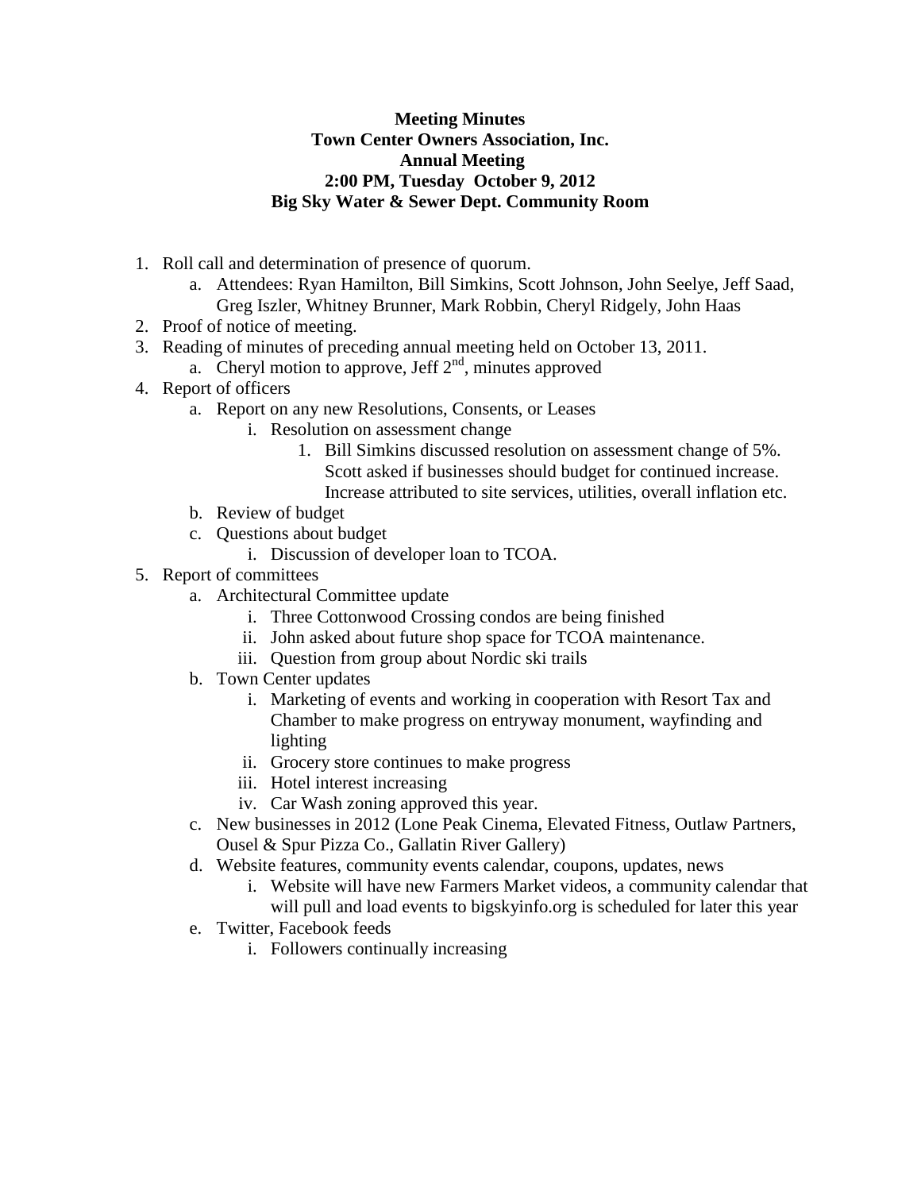**Meeting Minutes**
**Town Center Owners Association, Inc.**
**Annual Meeting**
**2:00 PM, Tuesday October 9, 2012**
**Big Sky Water & Sewer Dept. Community Room**

1. Roll call and determination of presence of quorum.
    a. Attendees: Ryan Hamilton, Bill Simkins, Scott Johnson, John Seelye, Jeff Saad, Greg Iszler, Whitney Brunner, Mark Robbin, Cheryl Ridgely, John Haas
2. Proof of notice of meeting.
3. Reading of minutes of preceding annual meeting held on October 13, 2011.
    a. Cheryl motion to approve, Jeff 2nd, minutes approved
4. Report of officers
    a. Report on any new Resolutions, Consents, or Leases
        i. Resolution on assessment change
            1. Bill Simkins discussed resolution on assessment change of 5%. Scott asked if businesses should budget for continued increase. Increase attributed to site services, utilities, overall inflation etc.
    b. Review of budget
    c. Questions about budget
        i. Discussion of developer loan to TCOA.
5. Report of committees
    a. Architectural Committee update
        i. Three Cottonwood Crossing condos are being finished
        ii. John asked about future shop space for TCOA maintenance.
        iii. Question from group about Nordic ski trails
    b. Town Center updates
        i. Marketing of events and working in cooperation with Resort Tax and Chamber to make progress on entryway monument, wayfinding and lighting
        ii. Grocery store continues to make progress
        iii. Hotel interest increasing
        iv. Car Wash zoning approved this year.
    c. New businesses in 2012 (Lone Peak Cinema, Elevated Fitness, Outlaw Partners, Ousel & Spur Pizza Co., Gallatin River Gallery)
    d. Website features, community events calendar, coupons, updates, news
        i. Website will have new Farmers Market videos, a community calendar that will pull and load events to bigskyinfo.org is scheduled for later this year
    e. Twitter, Facebook feeds
        i. Followers continually increasing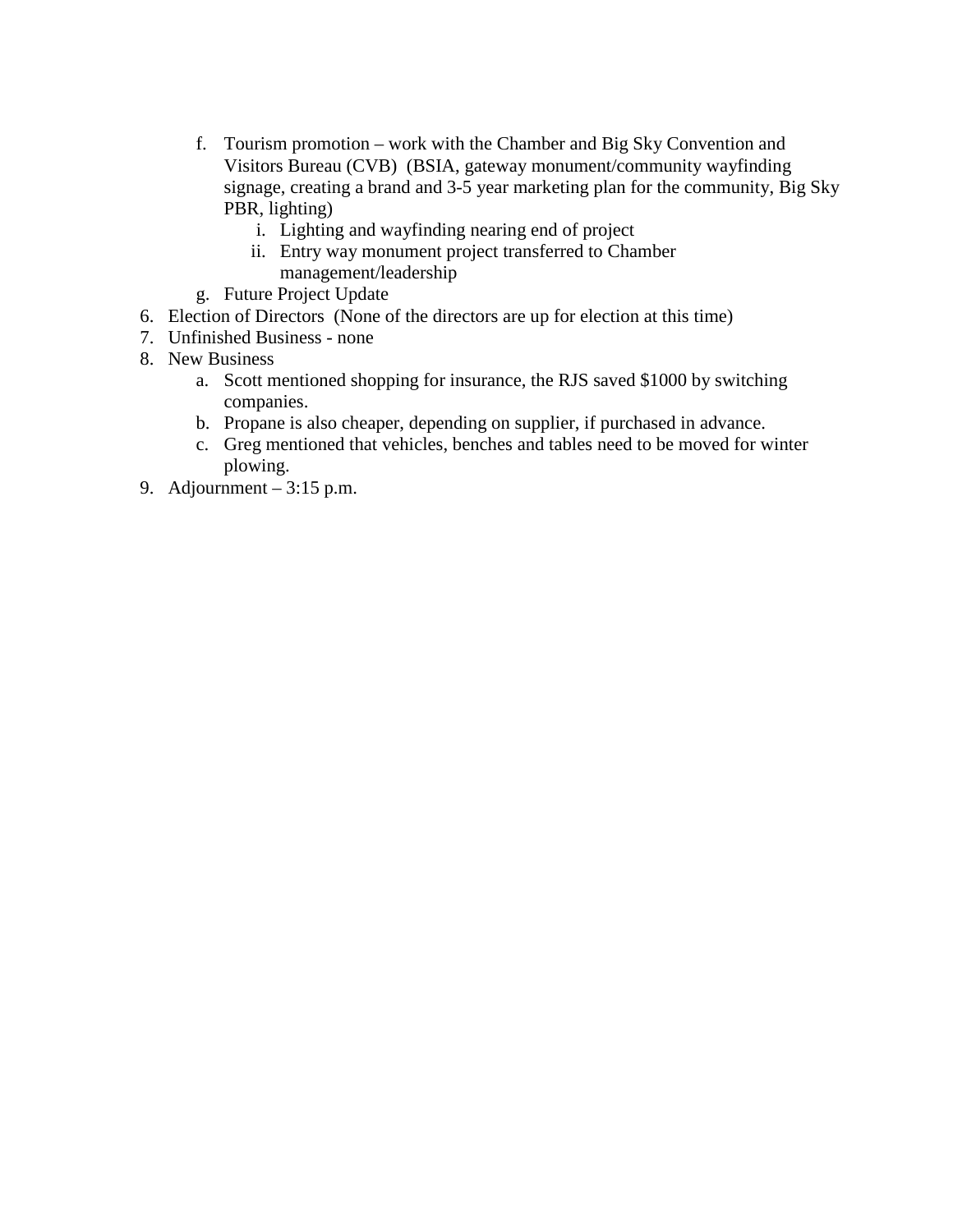f. Tourism promotion – work with the Chamber and Big Sky Convention and Visitors Bureau (CVB) (BSIA, gateway monument/community wayfinding signage, creating a brand and 3-5 year marketing plan for the community, Big Sky PBR, lighting)
      i. Lighting and wayfinding nearing end of project
      ii. Entry way monument project transferred to Chamber management/leadership
   g. Future Project Update
6. Election of Directors (None of the directors are up for election at this time)
7. Unfinished Business - none
8. New Business
   a. Scott mentioned shopping for insurance, the RJS saved $1000 by switching companies.
   b. Propane is also cheaper, depending on supplier, if purchased in advance.
   c. Greg mentioned that vehicles, benches and tables need to be moved for winter plowing.
9. Adjournment – 3:15 p.m.